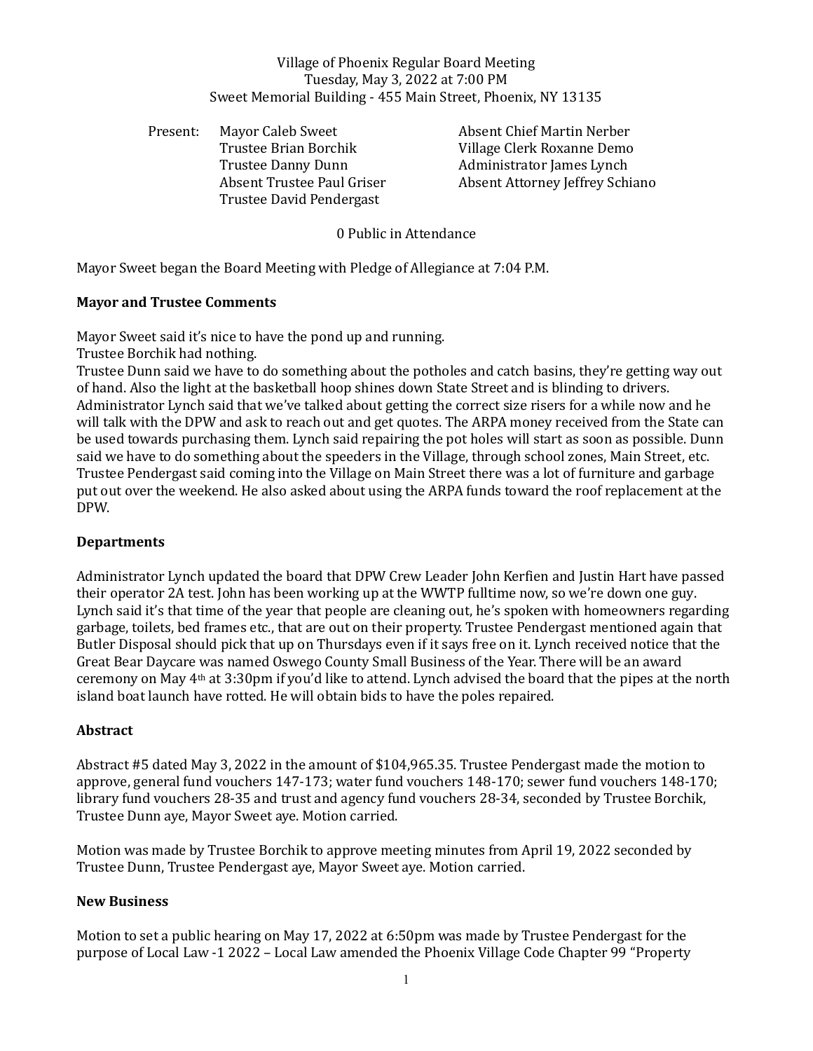Village of Phoenix Regular Board Meeting
Tuesday, May 3, 2022 at 7:00 PM
Sweet Memorial Building - 455 Main Street, Phoenix, NY 13135

| | | |
|---|---|---|
| Present: | Mayor Caleb Sweet | Absent Chief Martin Nerber |
| | Trustee Brian Borchik | Village Clerk Roxanne Demo |
| | Trustee Danny Dunn | Administrator James Lynch |
| | Absent Trustee Paul Griser | Absent Attorney Jeffrey Schiano |
| | Trustee David Pendergast | |

0 Public in Attendance

Mayor Sweet began the Board Meeting with Pledge of Allegiance at 7:04 P.M.

**Mayor and Trustee Comments**

Mayor Sweet said it's nice to have the pond up and running.
Trustee Borchik had nothing.
Trustee Dunn said we have to do something about the potholes and catch basins, they're getting way out of hand. Also the light at the basketball hoop shines down State Street and is blinding to drivers. Administrator Lynch said that we've talked about getting the correct size risers for a while now and he will talk with the DPW and ask to reach out and get quotes. The ARPA money received from the State can be used towards purchasing them. Lynch said repairing the pot holes will start as soon as possible. Dunn said we have to do something about the speeders in the Village, through school zones, Main Street, etc. Trustee Pendergast said coming into the Village on Main Street there was a lot of furniture and garbage put out over the weekend. He also asked about using the ARPA funds toward the roof replacement at the DPW.

**Departments**

Administrator Lynch updated the board that DPW Crew Leader John Kerfien and Justin Hart have passed their operator 2A test. John has been working up at the WWTP fulltime now, so we're down one guy. Lynch said it's that time of the year that people are cleaning out, he's spoken with homeowners regarding garbage, toilets, bed frames etc., that are out on their property. Trustee Pendergast mentioned again that Butler Disposal should pick that up on Thursdays even if it says free on it. Lynch received notice that the Great Bear Daycare was named Oswego County Small Business of the Year. There will be an award ceremony on May 4th at 3:30pm if you'd like to attend. Lynch advised the board that the pipes at the north island boat launch have rotted. He will obtain bids to have the poles repaired.

**Abstract**

Abstract #5 dated May 3, 2022 in the amount of $104,965.35. Trustee Pendergast made the motion to approve, general fund vouchers 147-173; water fund vouchers 148-170; sewer fund vouchers 148-170; library fund vouchers 28-35 and trust and agency fund vouchers 28-34, seconded by Trustee Borchik, Trustee Dunn aye, Mayor Sweet aye. Motion carried.

Motion was made by Trustee Borchik to approve meeting minutes from April 19, 2022 seconded by Trustee Dunn, Trustee Pendergast aye, Mayor Sweet aye. Motion carried.

**New Business**

Motion to set a public hearing on May 17, 2022 at 6:50pm was made by Trustee Pendergast for the purpose of Local Law -1 2022 – Local Law amended the Phoenix Village Code Chapter 99 "Property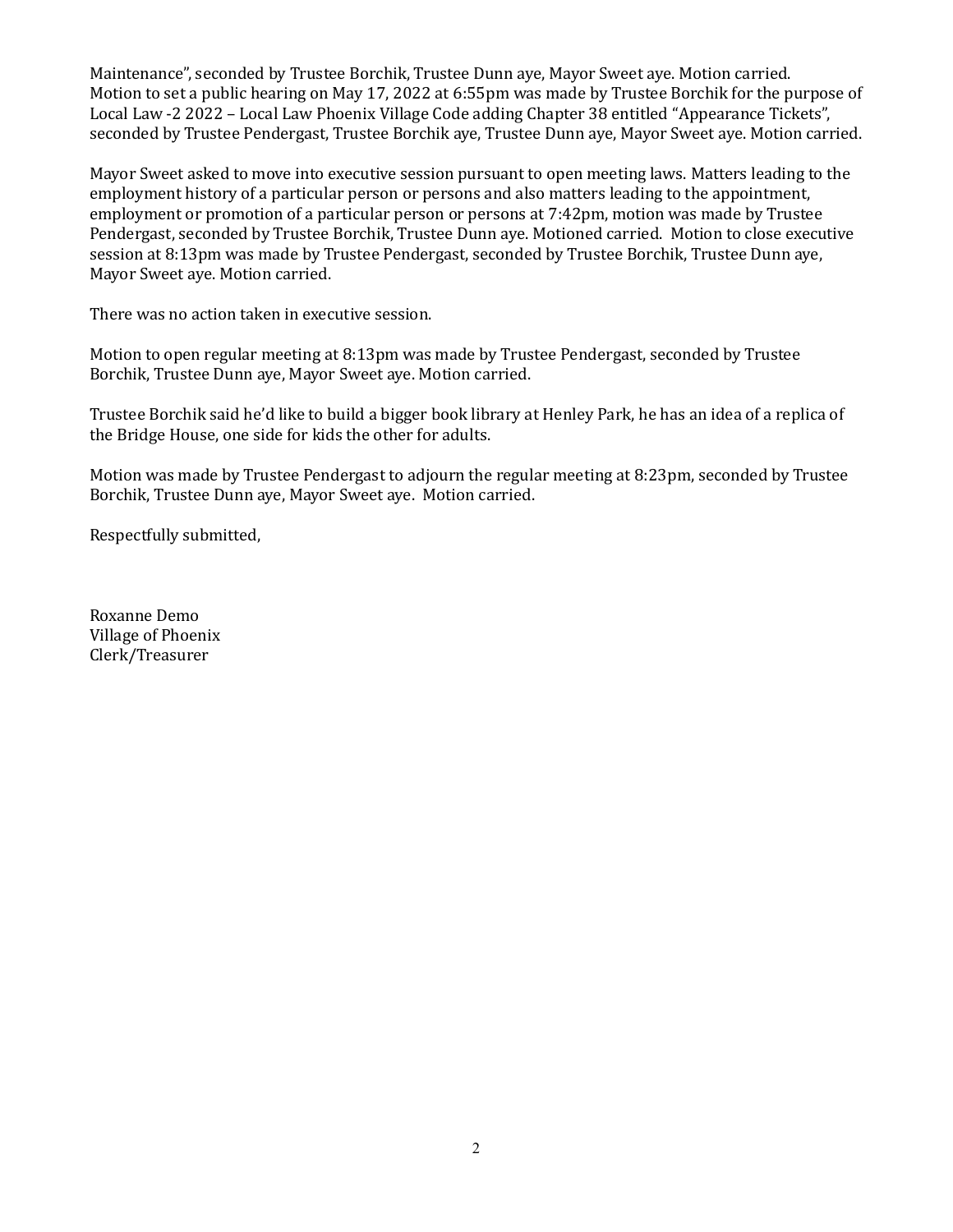Maintenance", seconded by Trustee Borchik, Trustee Dunn aye, Mayor Sweet aye. Motion carried. Motion to set a public hearing on May 17, 2022 at 6:55pm was made by Trustee Borchik for the purpose of Local Law -2 2022 – Local Law Phoenix Village Code adding Chapter 38 entitled "Appearance Tickets", seconded by Trustee Pendergast, Trustee Borchik aye, Trustee Dunn aye, Mayor Sweet aye. Motion carried.

Mayor Sweet asked to move into executive session pursuant to open meeting laws. Matters leading to the employment history of a particular person or persons and also matters leading to the appointment, employment or promotion of a particular person or persons at 7:42pm, motion was made by Trustee Pendergast, seconded by Trustee Borchik, Trustee Dunn aye. Motioned carried. Motion to close executive session at 8:13pm was made by Trustee Pendergast, seconded by Trustee Borchik, Trustee Dunn aye, Mayor Sweet aye. Motion carried.

There was no action taken in executive session.

Motion to open regular meeting at 8:13pm was made by Trustee Pendergast, seconded by Trustee Borchik, Trustee Dunn aye, Mayor Sweet aye. Motion carried.

Trustee Borchik said he'd like to build a bigger book library at Henley Park, he has an idea of a replica of the Bridge House, one side for kids the other for adults.

Motion was made by Trustee Pendergast to adjourn the regular meeting at 8:23pm, seconded by Trustee Borchik, Trustee Dunn aye, Mayor Sweet aye. Motion carried.

Respectfully submitted,

Roxanne Demo
Village of Phoenix
Clerk/Treasurer